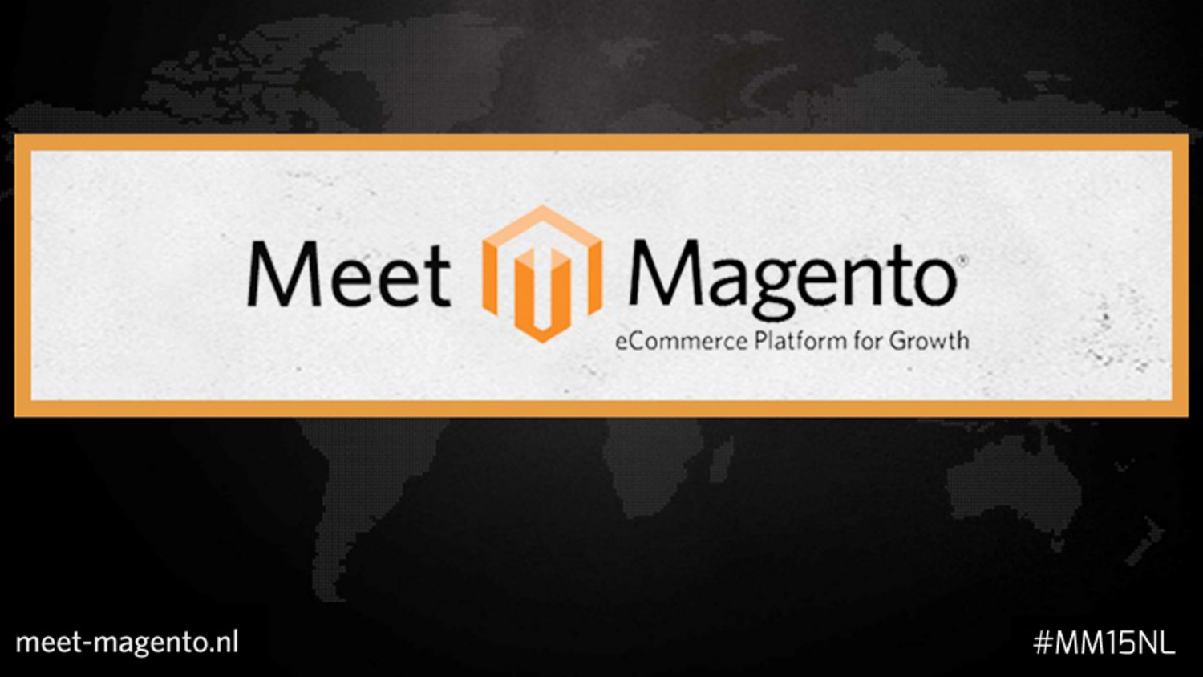# Meet Magento

eCommerce Platform for Growth

meet-magento.nl

#MM15NL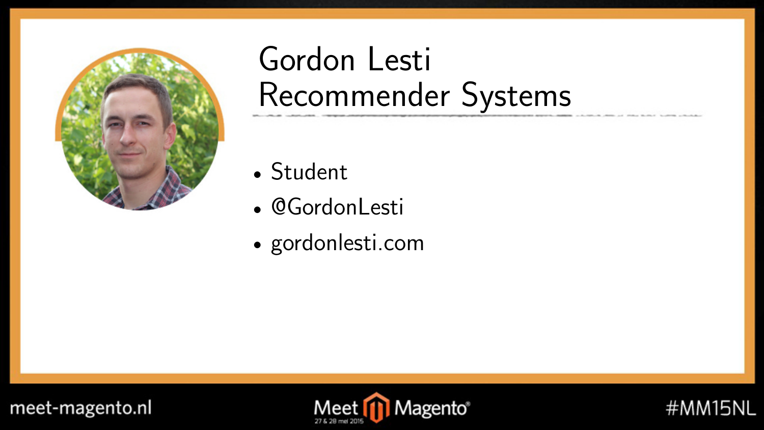# Gordon Lesti
# Recommender Systems

- Student
- @GordonLesti
- gordonlesti.com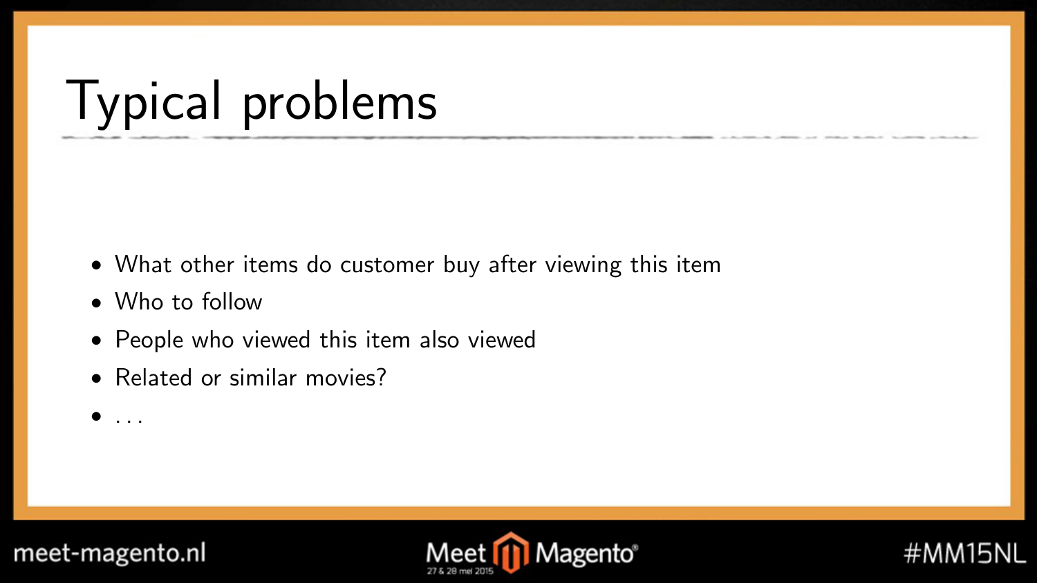# Typical problems

- What other items do customer buy after viewing this item
- Who to follow
- People who viewed this item also viewed
- Related or similar movies?
- ...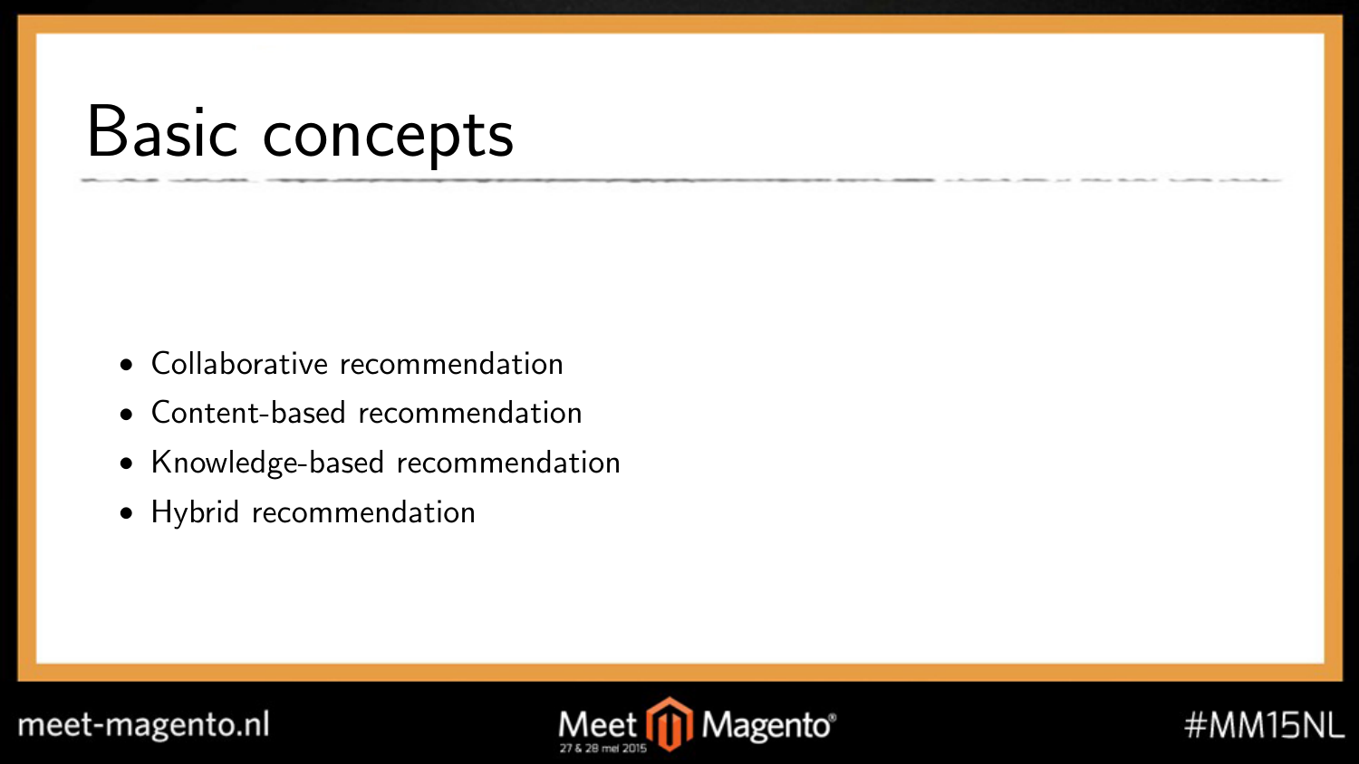# Basic concepts

- Collaborative recommendation
- Content-based recommendation
- Knowledge-based recommendation
- Hybrid recommendation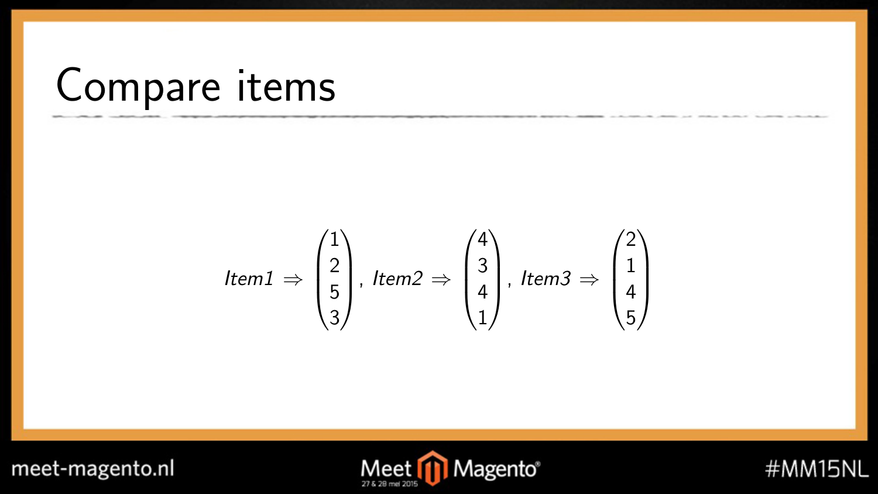# Compare items

$$Item1 \Rightarrow \begin{pmatrix} 1 \\ 2 \\ 5 \\ 3 \end{pmatrix}, \ Item2 \Rightarrow \begin{pmatrix} 4 \\ 3 \\ 4 \\ 1 \end{pmatrix}, \ Item3 \Rightarrow \begin{pmatrix} 2 \\ 1 \\ 4 \\ 5 \end{pmatrix}$$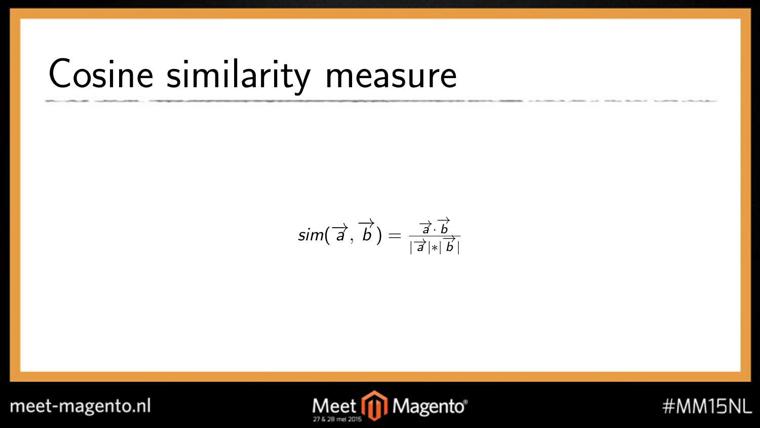# Cosine similarity measure

$$sim(\overrightarrow{a}, \overrightarrow{b}) = \frac{\overrightarrow{a} \cdot \overrightarrow{b}}{|\overrightarrow{a}| * |\overrightarrow{b}|}$$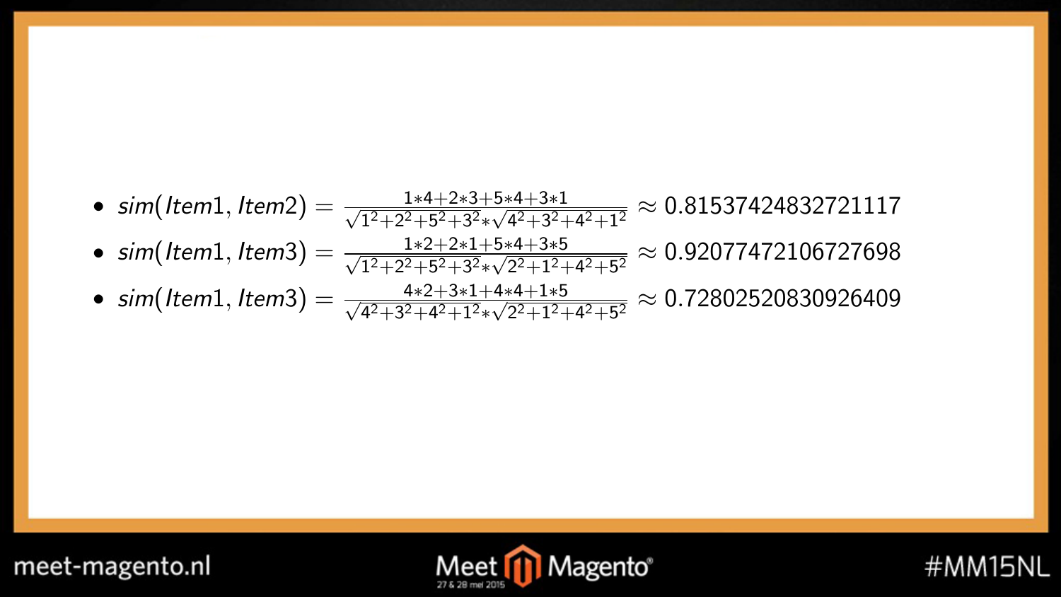- $sim(Item1, Item2) = \frac{1*4+2*3+5*4+3*1}{\sqrt{1^2+2^2+5^2+3^2}*\sqrt{4^2+3^2+4^2+1^2}} \approx 0.81537424832721117$
- $sim(Item1, Item3) = \frac{1*2+2*1+5*4+3*5}{\sqrt{1^2+2^2+5^2+3^2}*\sqrt{2^2+1^2+4^2+5^2}} \approx 0.92077472106727698$
- $sim(Item1, Item3) = \frac{4*2+3*1+4*4+1*5}{\sqrt{4^2+3^2+4^2+1^2}*\sqrt{2^2+1^2+4^2+5^2}} \approx 0.72802520830926409$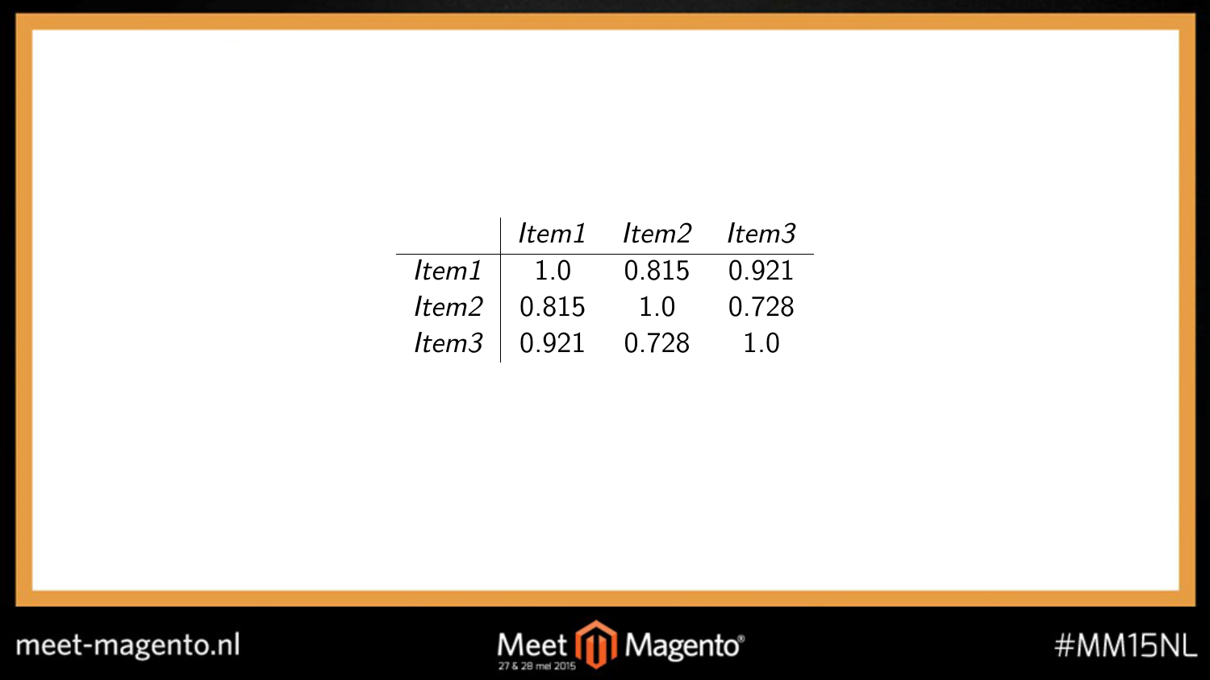| | *Item1* | *Item2* | *Item3* |
|---|---|---|---|
| *Item1* | 1.0 | 0.815 | 0.921 |
| *Item2* | 0.815 | 1.0 | 0.728 |
| *Item3* | 0.921 | 0.728 | 1.0 |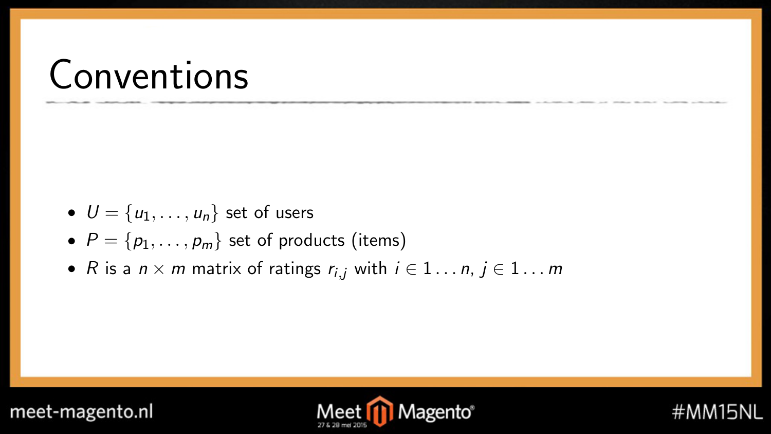# Conventions

- $U = \{u_1, \ldots, u_n\}$ set of users
- $P = \{p_1, \ldots, p_m\}$ set of products (items)
- $R$ is a $n \times m$ matrix of ratings $r_{i,j}$ with $i \in 1 \ldots n$, $j \in 1 \ldots m$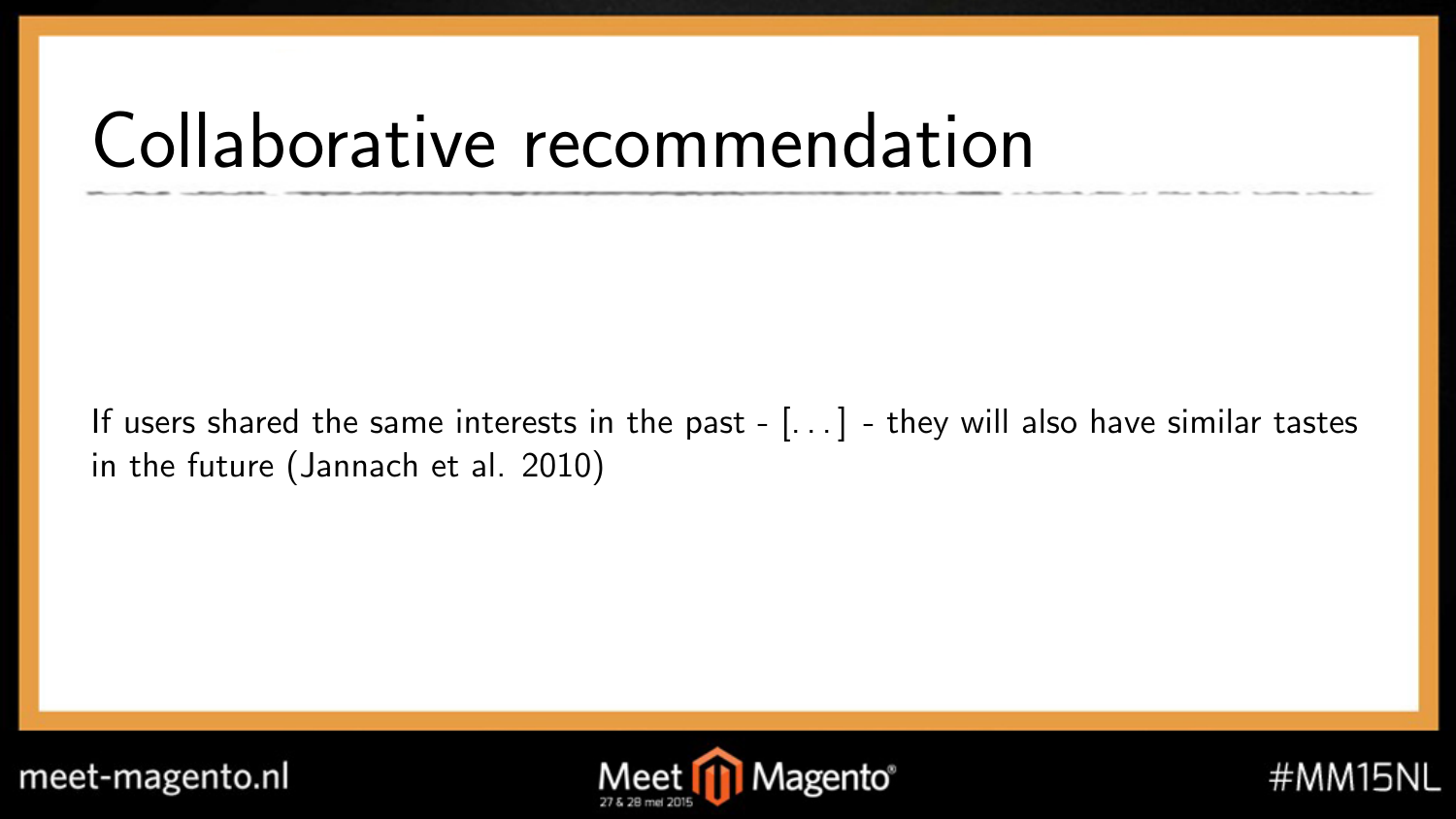# Collaborative recommendation

If users shared the same interests in the past - [. . . ] - they will also have similar tastes in the future (Jannach et al. 2010)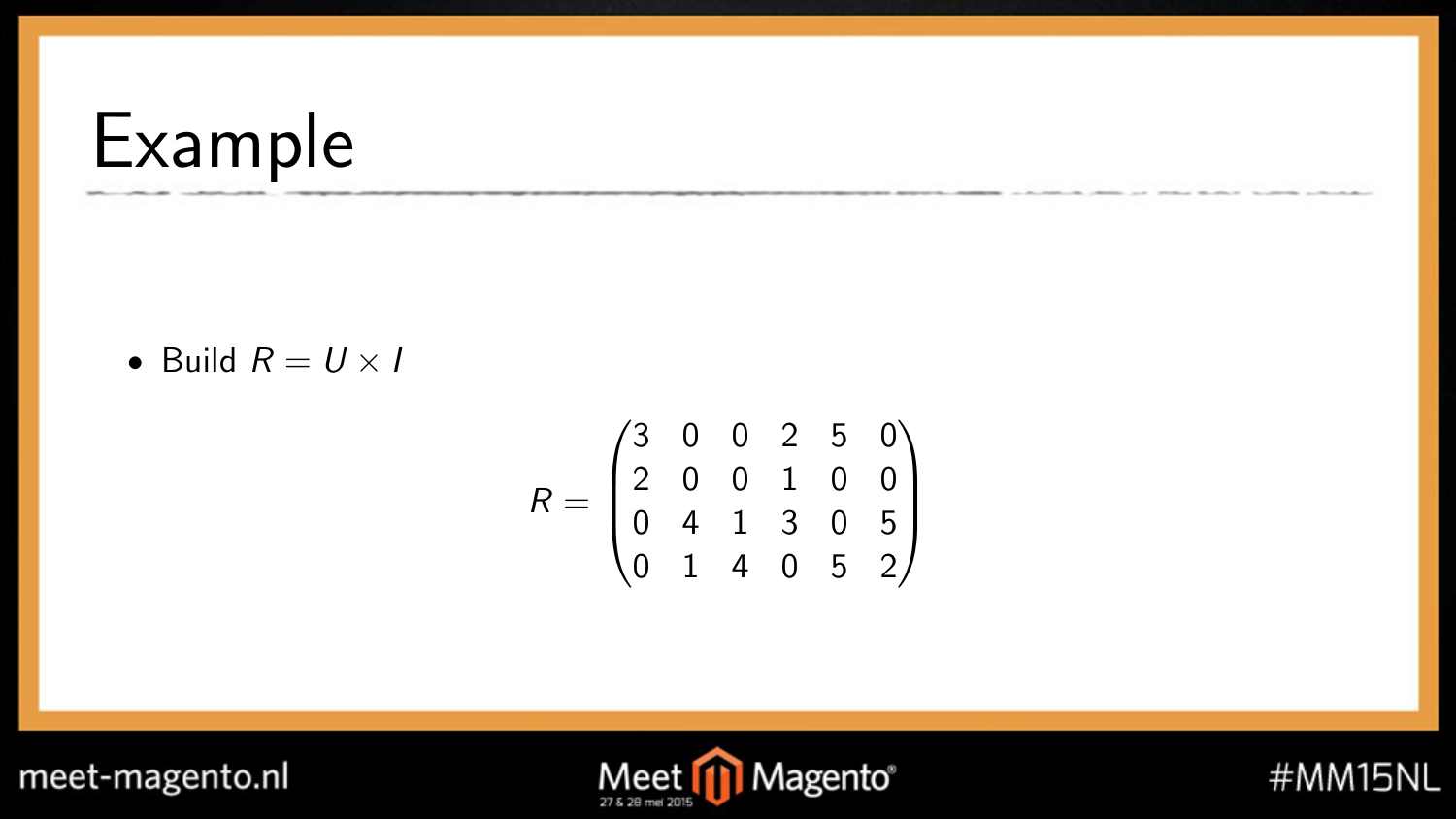# Example

- Build $R = U \times I$

$$R = \begin{pmatrix} 3 & 0 & 0 & 2 & 5 & 0 \\ 2 & 0 & 0 & 1 & 0 & 0 \\ 0 & 4 & 1 & 3 & 0 & 5 \\ 0 & 1 & 4 & 0 & 5 & 2 \end{pmatrix}$$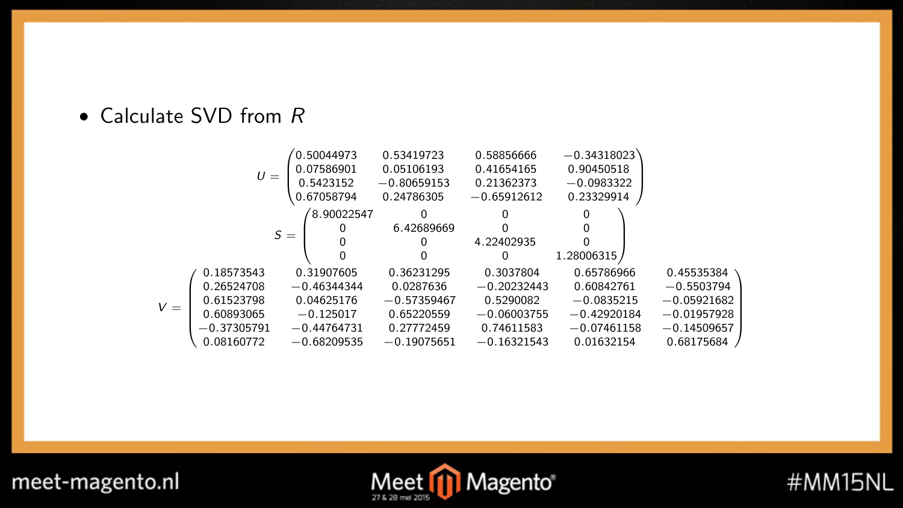- Calculate SVD from $R$

$$
U = \begin{pmatrix}
0.50044973 & 0.53419723 & 0.58856666 & -0.34318023 \\
0.07586901 & 0.05106193 & 0.41654165 & 0.90450518 \\
0.5423152 & -0.80659153 & 0.21362373 & -0.0983322 \\
0.67058794 & 0.24786305 & -0.65912612 & 0.23329914
\end{pmatrix}
$$

$$
S = \begin{pmatrix}
8.90022547 & 0 & 0 & 0 \\
0 & 6.42689669 & 0 & 0 \\
0 & 0 & 4.22402935 & 0 \\
0 & 0 & 0 & 1.28006315
\end{pmatrix}
$$

$$
V = \begin{pmatrix}
0.18573543 & 0.31907605 & 0.36231295 & 0.3037804 & 0.65786966 & 0.45535384 \\
0.26524708 & -0.46344344 & 0.0287636 & -0.20232443 & 0.60842761 & -0.5503794 \\
0.61523798 & 0.04625176 & -0.57359467 & 0.5290082 & -0.0835215 & -0.05921682 \\
0.60893065 & -0.125017 & 0.65220559 & -0.06003755 & -0.42920184 & -0.01957928 \\
-0.37305791 & -0.44764731 & 0.27772459 & 0.74611583 & -0.07461158 & -0.14509657 \\
0.08160772 & -0.68209535 & -0.19075651 & -0.16321543 & 0.01632154 & 0.68175684
\end{pmatrix}
$$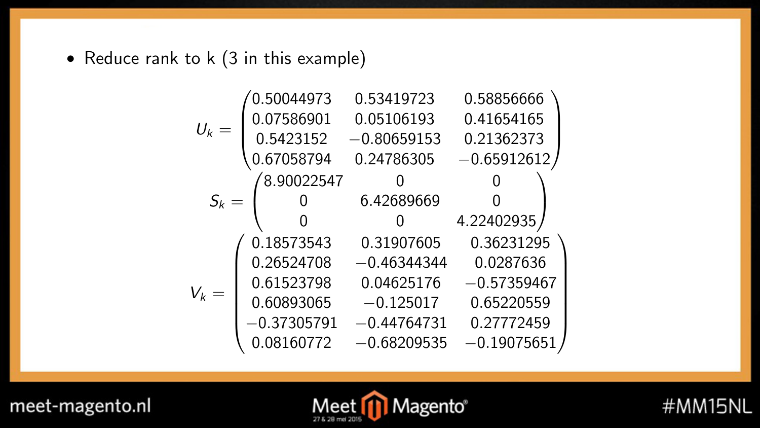- Reduce rank to k (3 in this example)

$$U_k = \begin{pmatrix} 0.50044973 & 0.53419723 & 0.58856666 \\ 0.07586901 & 0.05106193 & 0.41654165 \\ 0.5423152 & -0.80659153 & 0.21362373 \\ 0.67058794 & 0.24786305 & -0.65912612 \end{pmatrix}$$

$$S_k = \begin{pmatrix} 8.90022547 & 0 & 0 \\ 0 & 6.42689669 & 0 \\ 0 & 0 & 4.22402935 \end{pmatrix}$$

$$V_k = \begin{pmatrix} 0.18573543 & 0.31907605 & 0.36231295 \\ 0.26524708 & -0.46344344 & 0.0287636 \\ 0.61523798 & 0.04625176 & -0.57359467 \\ 0.60893065 & -0.125017 & 0.65220559 \\ -0.37305791 & -0.44764731 & 0.27772459 \\ 0.08160772 & -0.68209535 & -0.19075651 \end{pmatrix}$$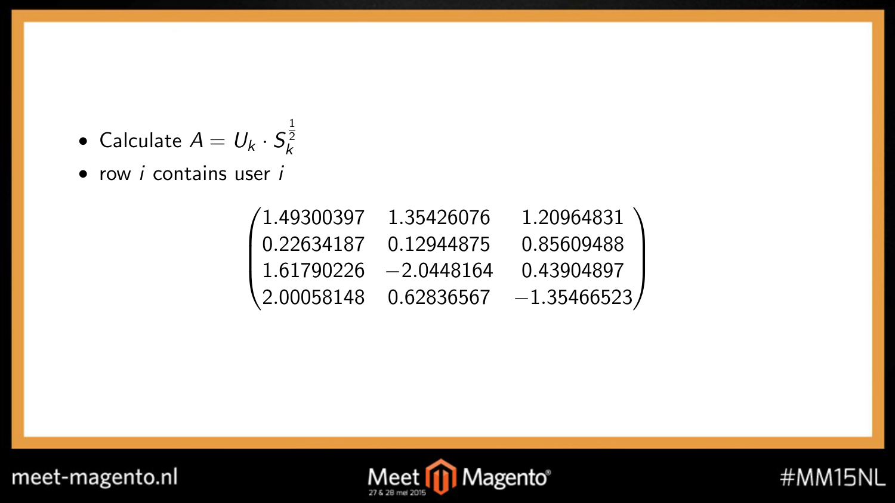- Calculate $A = U_k \cdot S_k^{\frac{1}{2}}$
- row $i$ contains user $i$

$$\begin{pmatrix} 1.49300397 & 1.35426076 & 1.20964831 \\ 0.22634187 & 0.12944875 & 0.85609488 \\ 1.61790226 & -2.0448164 & 0.43904897 \\ 2.00058148 & 0.62836567 & -1.35466523 \end{pmatrix}$$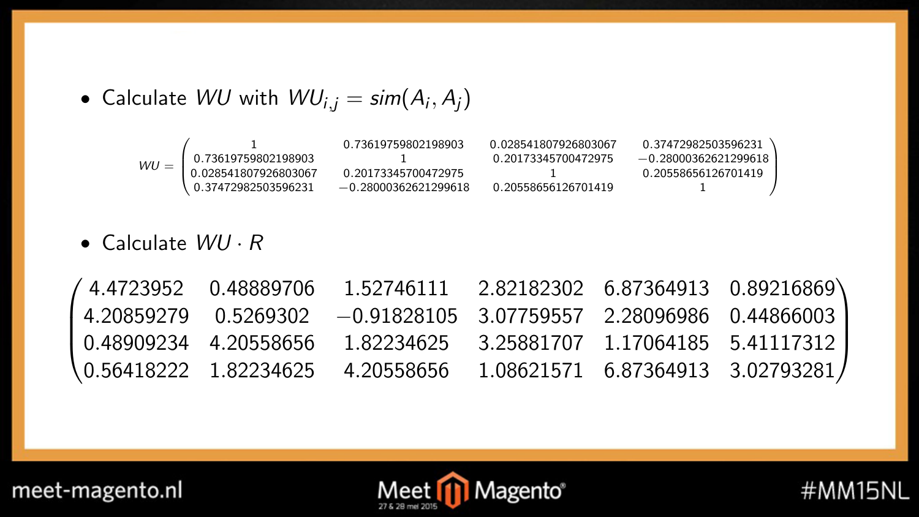- Calculate $WU$ with $WU_{i,j} = sim(A_i, A_j)$

$$WU = \begin{pmatrix} 1 & 0.73619759802198903 & 0.028541807926803067 & 0.37472982503596231 \\ 0.73619759802198903 & 1 & 0.20173345700472975 & -0.28000362621299618 \\ 0.028541807926803067 & 0.20173345700472975 & 1 & 0.20558656126701419 \\ 0.37472982503596231 & -0.28000362621299618 & 0.20558656126701419 & 1 \end{pmatrix}$$

- Calculate $WU \cdot R$

$$\begin{pmatrix} 4.4723952 & 0.48889706 & 1.52746111 & 2.82182302 & 6.87364913 & 0.89216869 \\ 4.20859279 & 0.5269302 & -0.91828105 & 3.07759557 & 2.28096986 & 0.44866003 \\ 0.48909234 & 4.20558656 & 1.82234625 & 3.25881707 & 1.17064185 & 5.41117312 \\ 0.56418222 & 1.82234625 & 4.20558656 & 1.08621571 & 6.87364913 & 3.02793281 \end{pmatrix}$$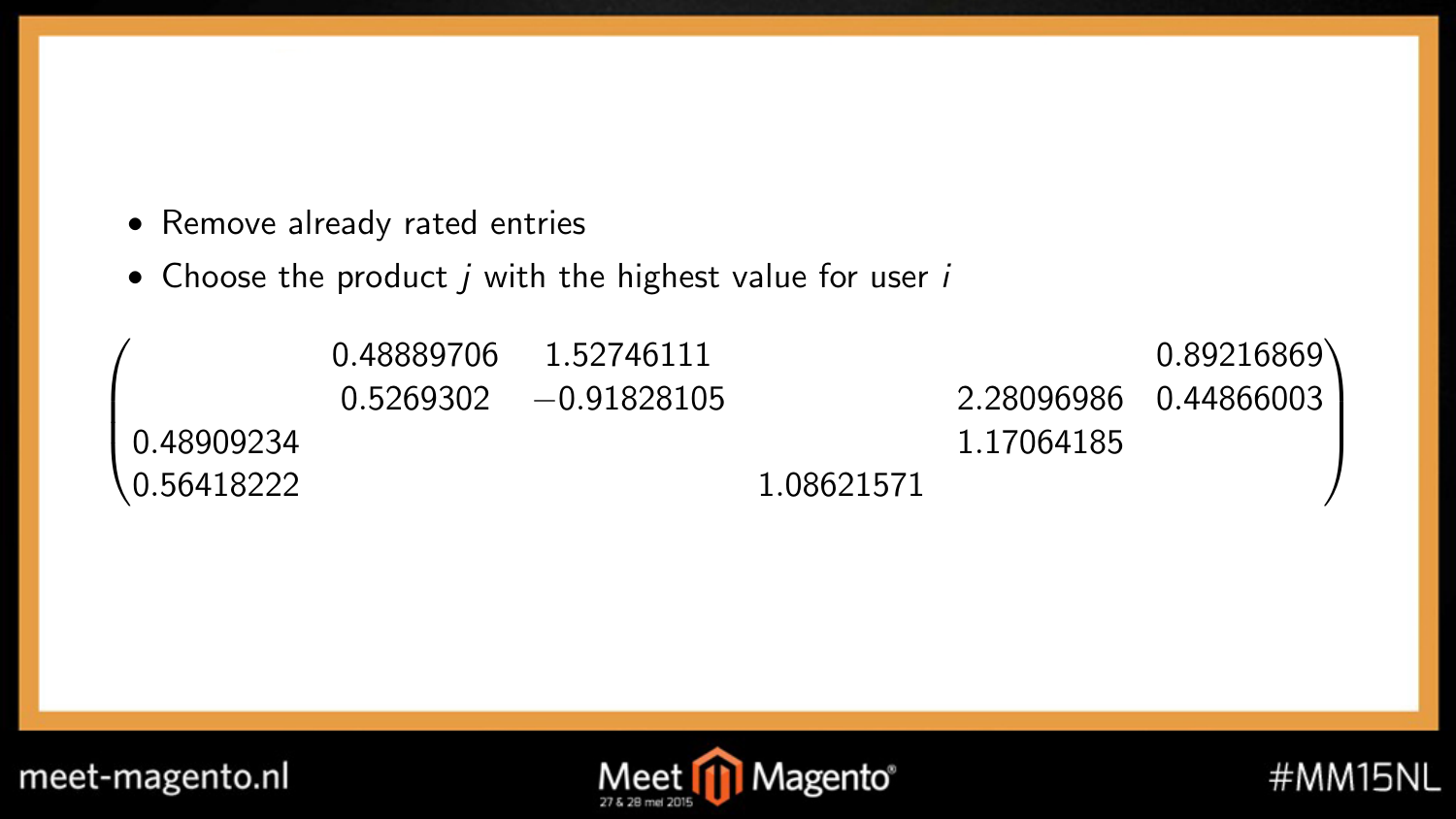- Remove already rated entries
- Choose the product $j$ with the highest value for user $i$

$$
\begin{pmatrix}
 & 0.48889706 & 1.52746111 & & & 0.89216869 \\
 & 0.5269302 & -0.91828105 & & 2.28096986 & 0.44866003 \\
0.48909234 & & & & 1.17064185 & \\
0.56418222 & & & 1.08621571 & &
\end{pmatrix}
$$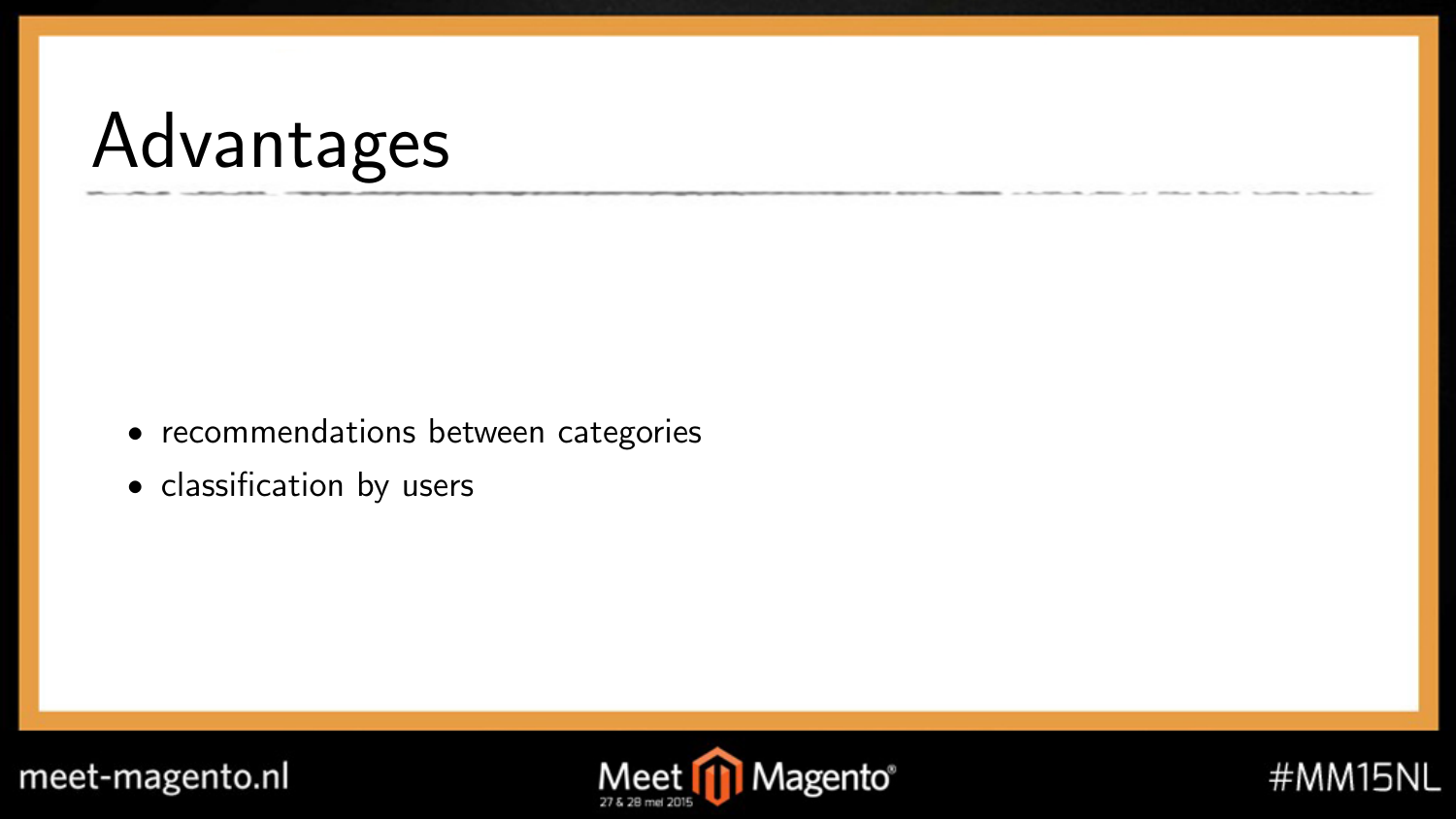# Advantages

- recommendations between categories
- classification by users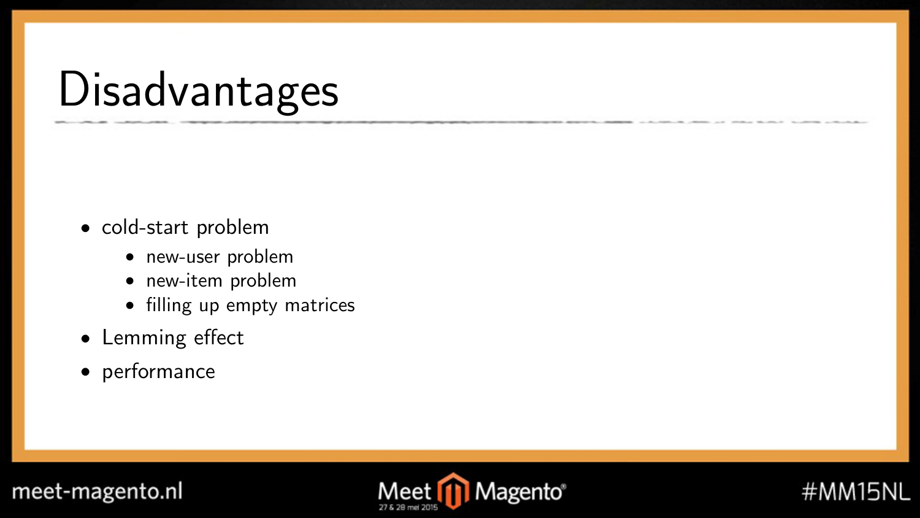# Disadvantages

- cold-start problem
  - new-user problem
  - new-item problem
  - filling up empty matrices
- Lemming effect
- performance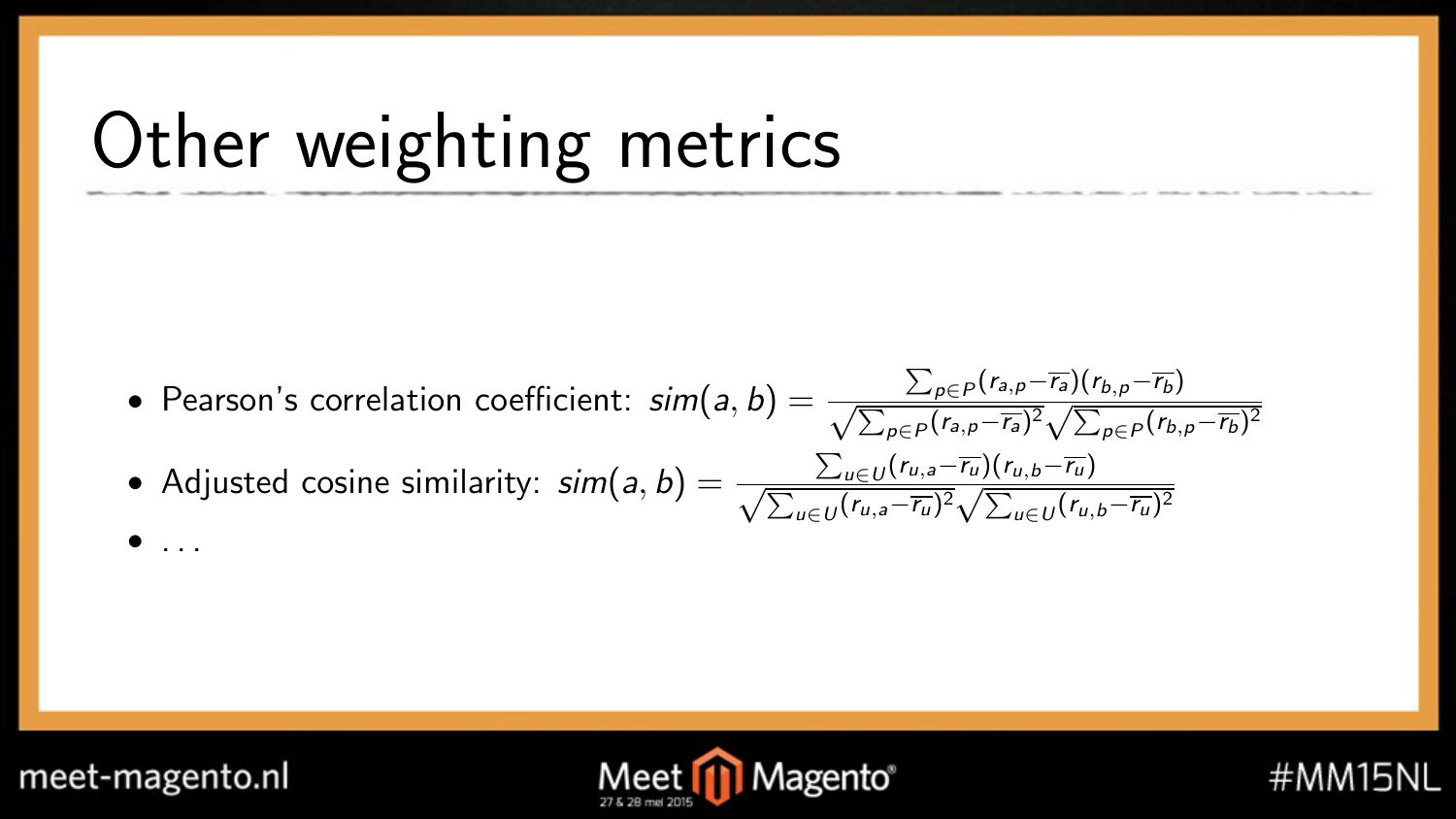# Other weighting metrics

- Pearson's correlation coefficient: $sim(a,b) = \frac{\sum_{p \in P}(r_{a,p} - \overline{r_a})(r_{b,p} - \overline{r_b})}{\sqrt{\sum_{p \in P}(r_{a,p} - \overline{r_a})^2}\sqrt{\sum_{p \in P}(r_{b,p} - \overline{r_b})^2}}$
- Adjusted cosine similarity: $sim(a,b) = \frac{\sum_{u \in U}(r_{u,a} - \overline{r_u})(r_{u,b} - \overline{r_u})}{\sqrt{\sum_{u \in U}(r_{u,a} - \overline{r_u})^2}\sqrt{\sum_{u \in U}(r_{u,b} - \overline{r_u})^2}}$
- ...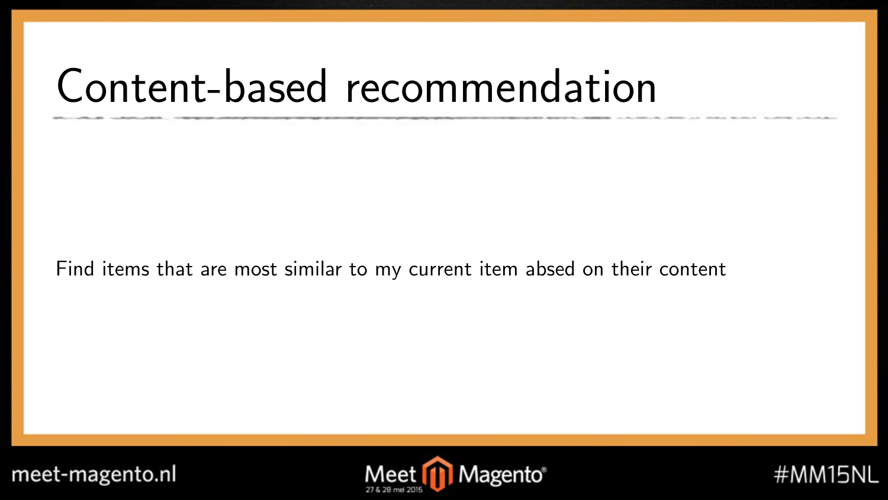# Content-based recommendation

Find items that are most similar to my current item absed on their content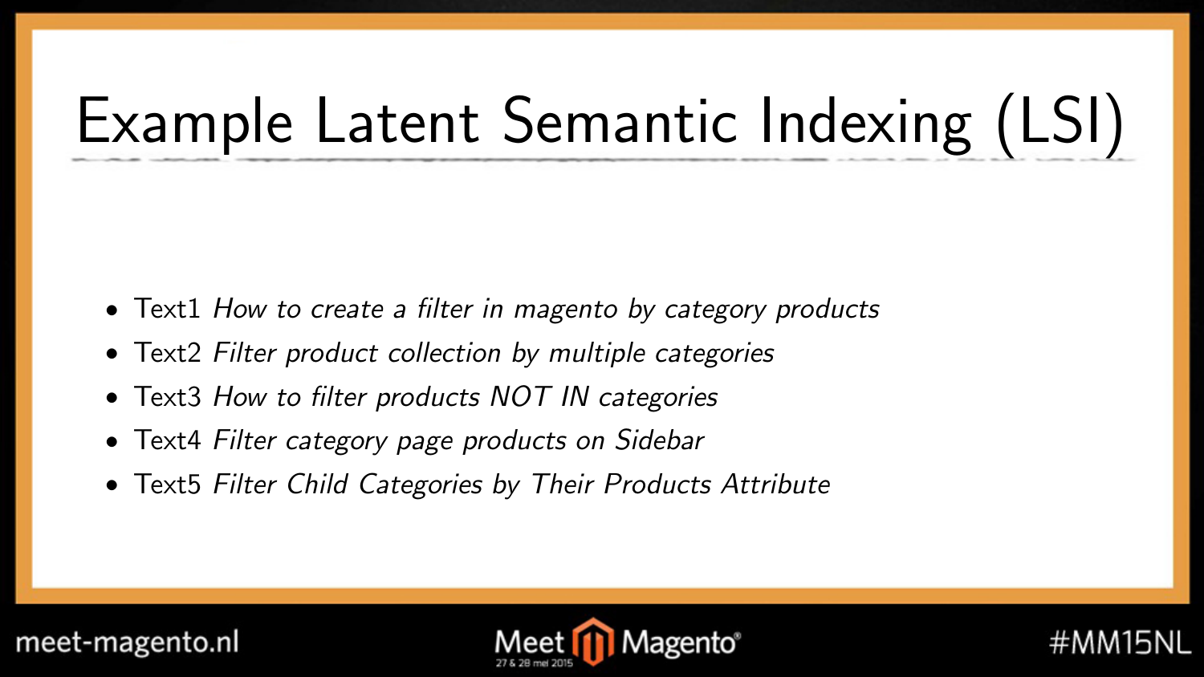# Example Latent Semantic Indexing (LSI)

- Text1 *How to create a filter in magento by category products*
- Text2 *Filter product collection by multiple categories*
- Text3 *How to filter products NOT IN categories*
- Text4 *Filter category page products on Sidebar*
- Text5 *Filter Child Categories by Their Products Attribute*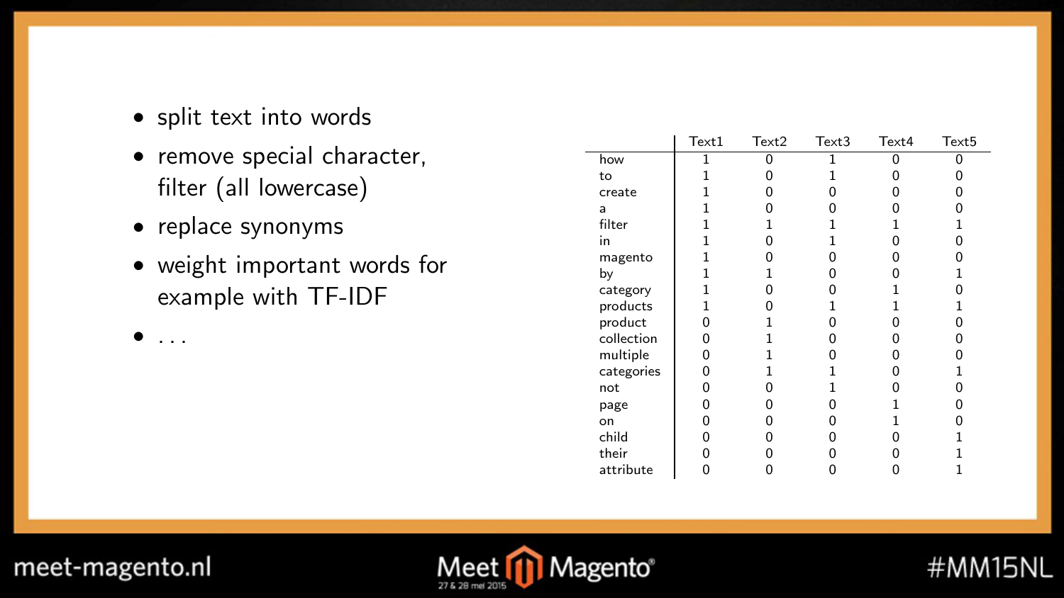- split text into words
- remove special character, filter (all lowercase)
- replace synonyms
- weight important words for example with TF-IDF
- ...

| | Text1 | Text2 | Text3 | Text4 | Text5 |
|---|---|---|---|---|---|
| how | 1 | 0 | 1 | 0 | 0 |
| to | 1 | 0 | 1 | 0 | 0 |
| create | 1 | 0 | 0 | 0 | 0 |
| a | 1 | 0 | 0 | 0 | 0 |
| filter | 1 | 1 | 1 | 1 | 1 |
| in | 1 | 0 | 1 | 0 | 0 |
| magento | 1 | 0 | 0 | 0 | 0 |
| by | 1 | 1 | 0 | 0 | 1 |
| category | 1 | 0 | 0 | 1 | 0 |
| products | 1 | 0 | 1 | 1 | 1 |
| product | 0 | 1 | 0 | 0 | 0 |
| collection | 0 | 1 | 0 | 0 | 0 |
| multiple | 0 | 1 | 0 | 0 | 0 |
| categories | 0 | 1 | 1 | 0 | 1 |
| not | 0 | 0 | 1 | 0 | 0 |
| page | 0 | 0 | 0 | 1 | 0 |
| on | 0 | 0 | 0 | 1 | 0 |
| child | 0 | 0 | 0 | 0 | 1 |
| their | 0 | 0 | 0 | 0 | 1 |
| attribute | 0 | 0 | 0 | 0 | 1 |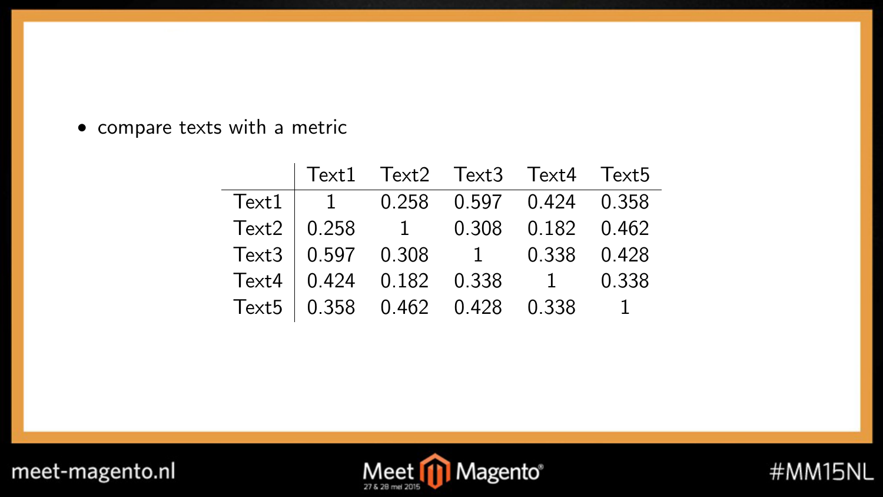- compare texts with a metric

| | Text1 | Text2 | Text3 | Text4 | Text5 |
|---|---|---|---|---|---|
| Text1 | 1 | 0.258 | 0.597 | 0.424 | 0.358 |
| Text2 | 0.258 | 1 | 0.308 | 0.182 | 0.462 |
| Text3 | 0.597 | 0.308 | 1 | 0.338 | 0.428 |
| Text4 | 0.424 | 0.182 | 0.338 | 1 | 0.338 |
| Text5 | 0.358 | 0.462 | 0.428 | 0.338 | 1 |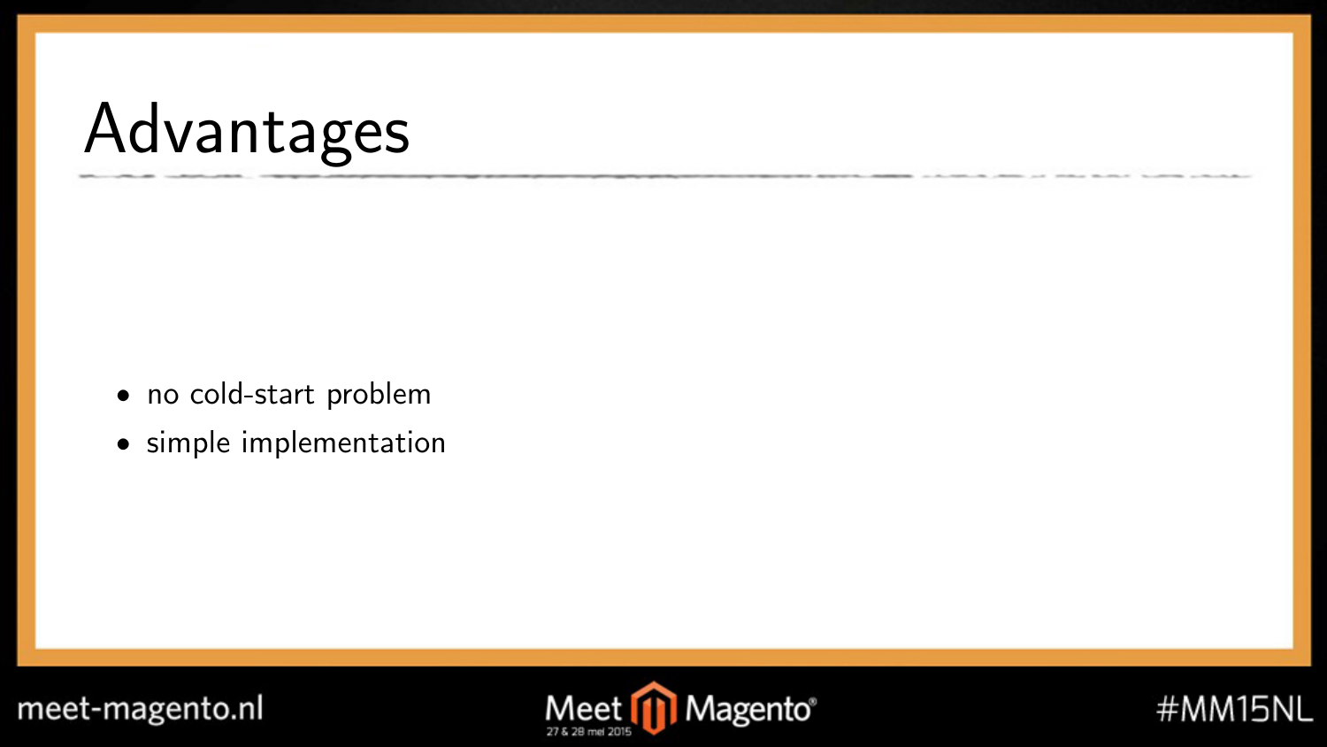# Advantages

- no cold-start problem
- simple implementation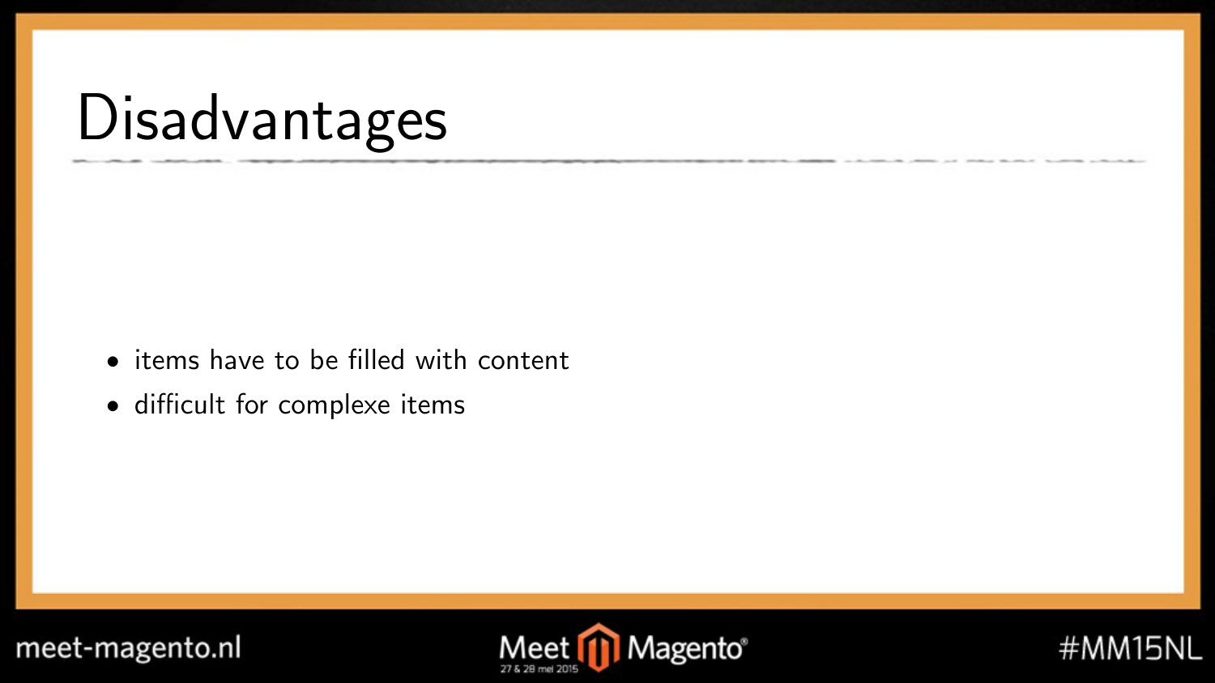# Disadvantages

- items have to be filled with content
- difficult for complexe items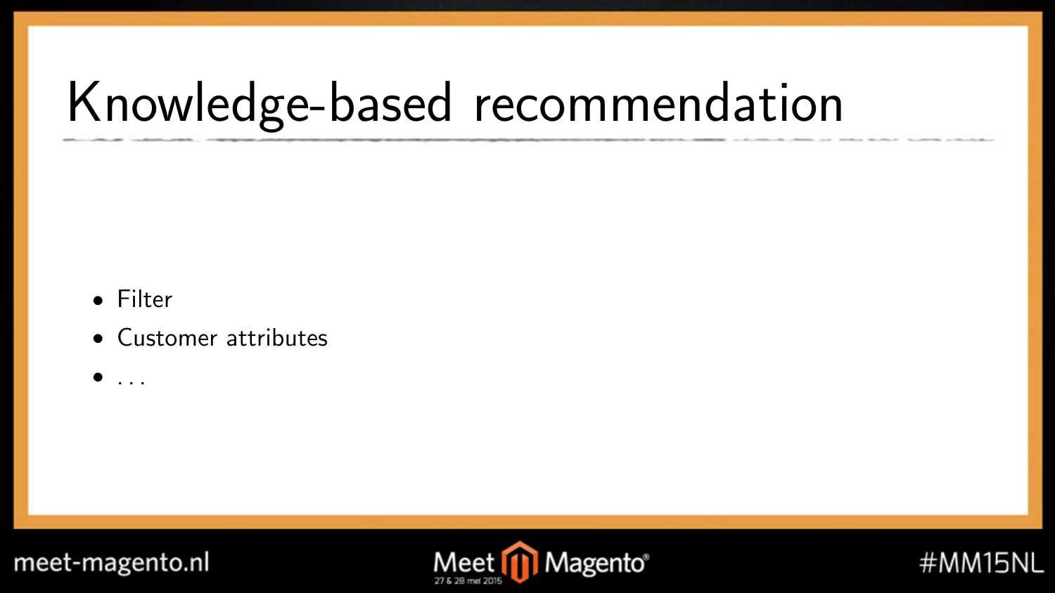# Knowledge-based recommendation

- Filter
- Customer attributes
- ...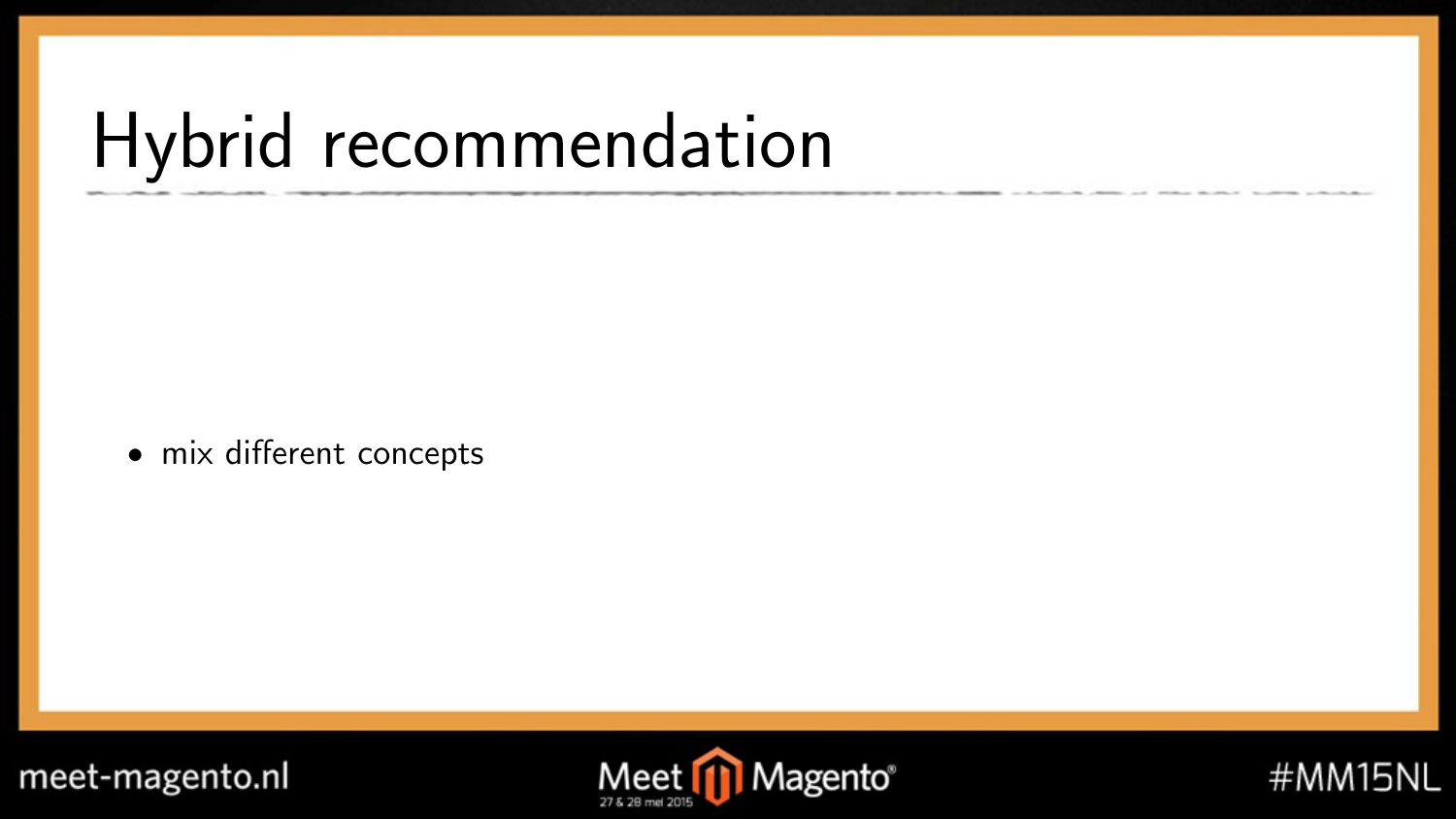# Hybrid recommendation

- mix different concepts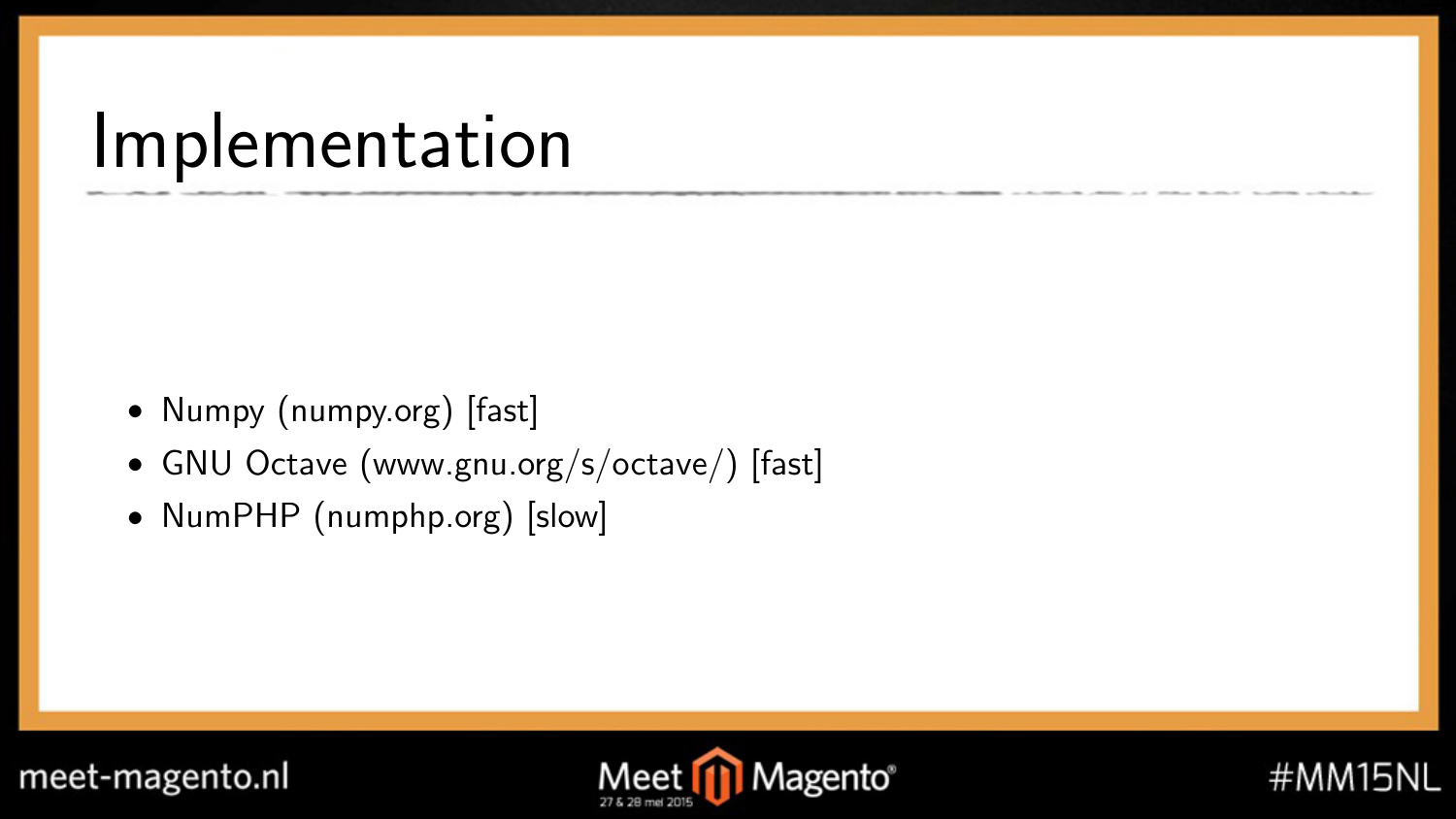# Implementation

- Numpy (numpy.org) [fast]
- GNU Octave (www.gnu.org/s/octave/) [fast]
- NumPHP (numphp.org) [slow]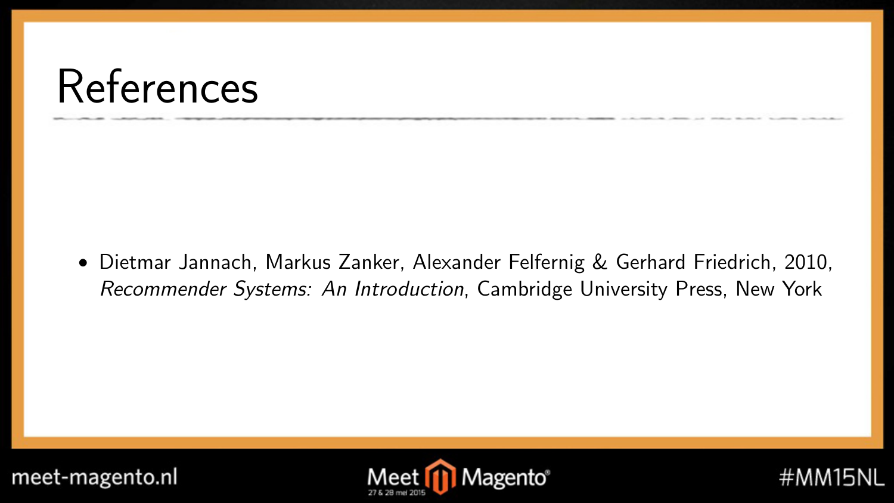# References

- Dietmar Jannach, Markus Zanker, Alexander Felfernig & Gerhard Friedrich, 2010, *Recommender Systems: An Introduction*, Cambridge University Press, New York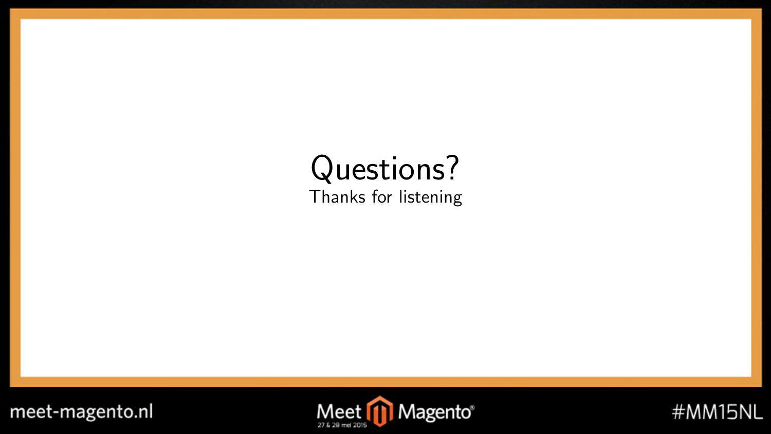# Questions?

Thanks for listening